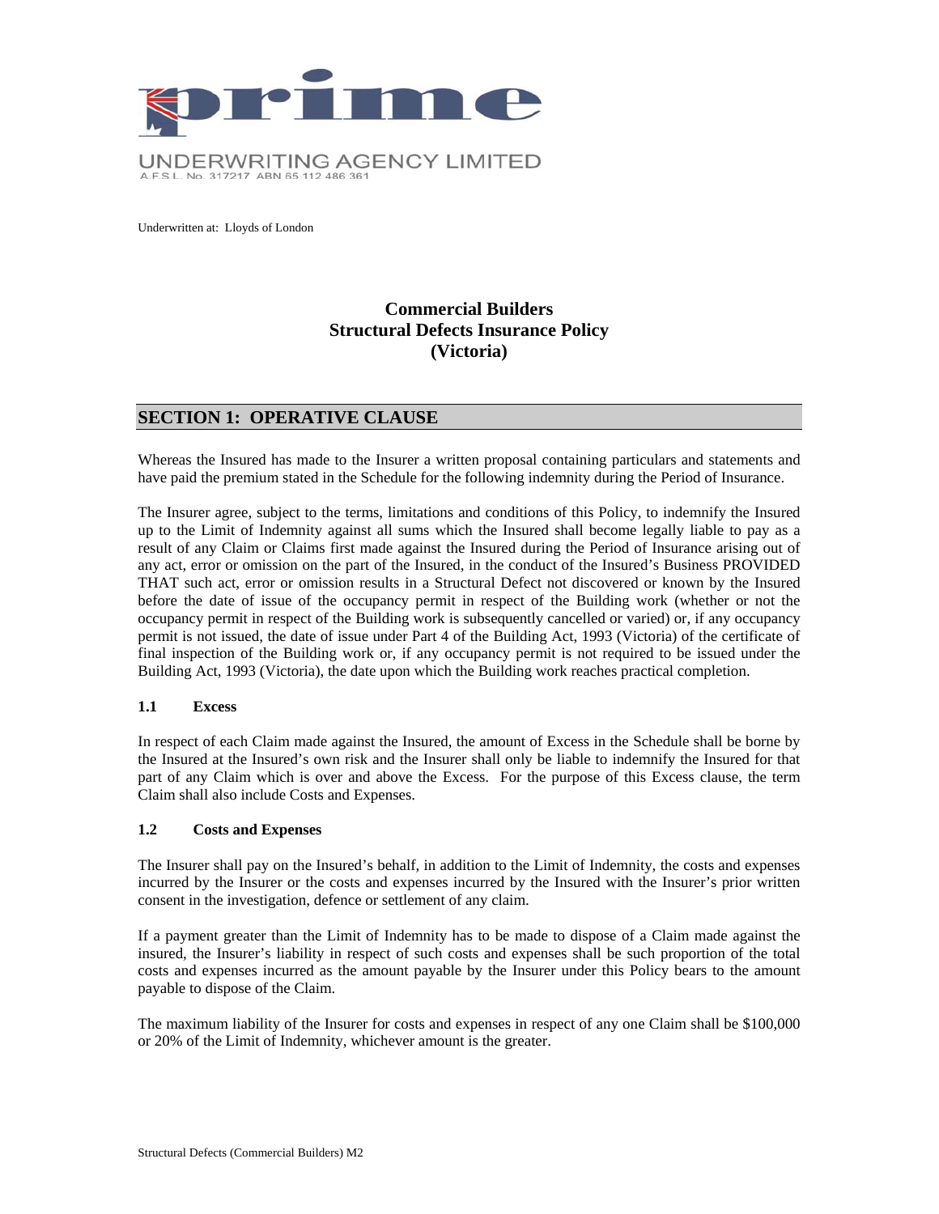# prime

UNDERWRITING AGENCY LIMITED
A.F.S.L. No. 317217 ABN 65 112 486 361

Underwritten at: Lloyds of London

## Commercial Builders
## Structural Defects Insurance Policy
## (Victoria)

## SECTION 1: OPERATIVE CLAUSE

Whereas the Insured has made to the Insurer a written proposal containing particulars and statements and have paid the premium stated in the Schedule for the following indemnity during the Period of Insurance.

The Insurer agree, subject to the terms, limitations and conditions of this Policy, to indemnify the Insured up to the Limit of Indemnity against all sums which the Insured shall become legally liable to pay as a result of any Claim or Claims first made against the Insured during the Period of Insurance arising out of any act, error or omission on the part of the Insured, in the conduct of the Insured's Business PROVIDED THAT such act, error or omission results in a Structural Defect not discovered or known by the Insured before the date of issue of the occupancy permit in respect of the Building work (whether or not the occupancy permit in respect of the Building work is subsequently cancelled or varied) or, if any occupancy permit is not issued, the date of issue under Part 4 of the Building Act, 1993 (Victoria) of the certificate of final inspection of the Building work or, if any occupancy permit is not required to be issued under the Building Act, 1993 (Victoria), the date upon which the Building work reaches practical completion.

### 1.1 Excess

In respect of each Claim made against the Insured, the amount of Excess in the Schedule shall be borne by the Insured at the Insured's own risk and the Insurer shall only be liable to indemnify the Insured for that part of any Claim which is over and above the Excess. For the purpose of this Excess clause, the term Claim shall also include Costs and Expenses.

### 1.2 Costs and Expenses

The Insurer shall pay on the Insured's behalf, in addition to the Limit of Indemnity, the costs and expenses incurred by the Insurer or the costs and expenses incurred by the Insured with the Insurer's prior written consent in the investigation, defence or settlement of any claim.

If a payment greater than the Limit of Indemnity has to be made to dispose of a Claim made against the insured, the Insurer's liability in respect of such costs and expenses shall be such proportion of the total costs and expenses incurred as the amount payable by the Insurer under this Policy bears to the amount payable to dispose of the Claim.

The maximum liability of the Insurer for costs and expenses in respect of any one Claim shall be $100,000 or 20% of the Limit of Indemnity, whichever amount is the greater.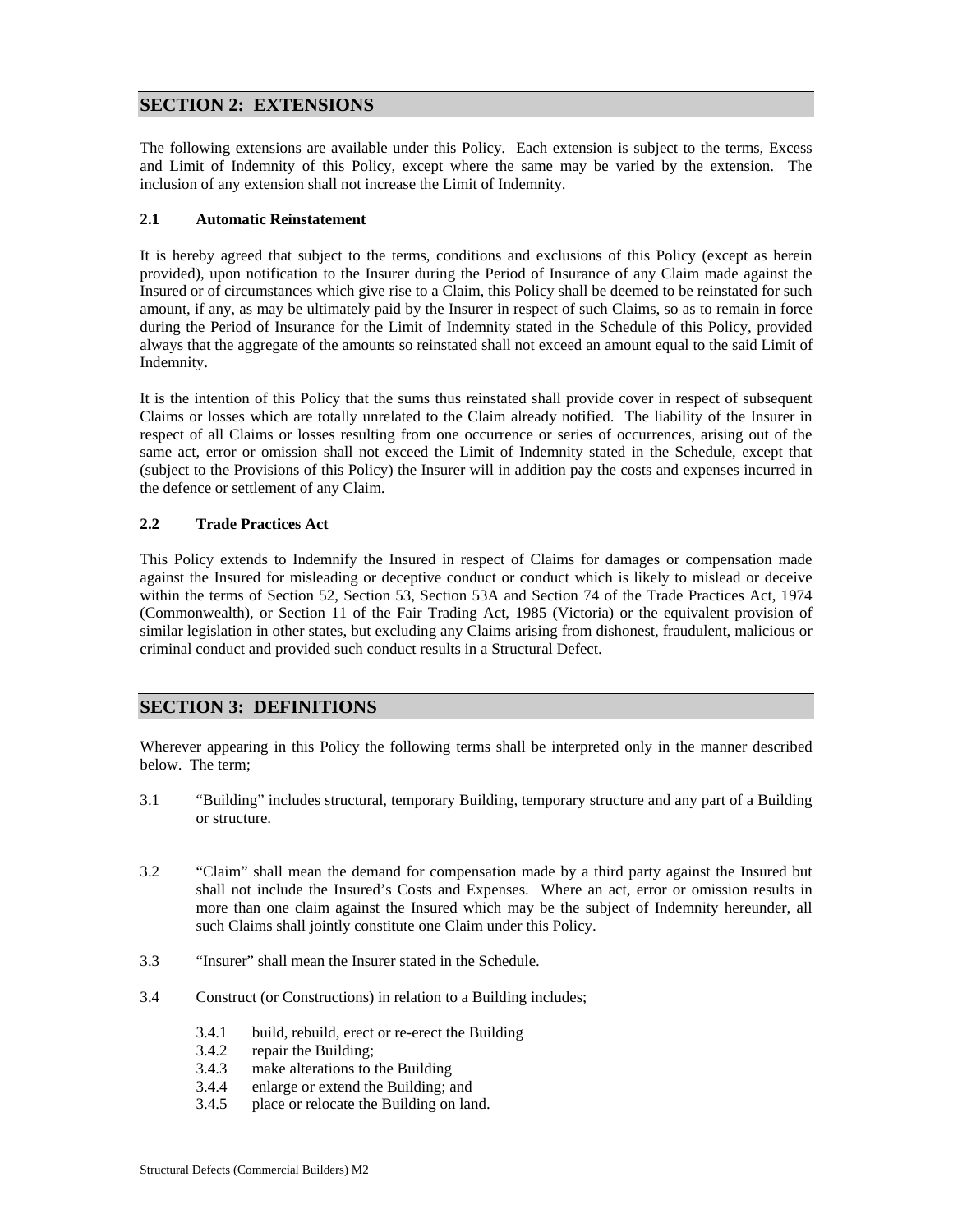## SECTION 2: EXTENSIONS

The following extensions are available under this Policy. Each extension is subject to the terms, Excess and Limit of Indemnity of this Policy, except where the same may be varied by the extension. The inclusion of any extension shall not increase the Limit of Indemnity.

### 2.1 Automatic Reinstatement

It is hereby agreed that subject to the terms, conditions and exclusions of this Policy (except as herein provided), upon notification to the Insurer during the Period of Insurance of any Claim made against the Insured or of circumstances which give rise to a Claim, this Policy shall be deemed to be reinstated for such amount, if any, as may be ultimately paid by the Insurer in respect of such Claims, so as to remain in force during the Period of Insurance for the Limit of Indemnity stated in the Schedule of this Policy, provided always that the aggregate of the amounts so reinstated shall not exceed an amount equal to the said Limit of Indemnity.

It is the intention of this Policy that the sums thus reinstated shall provide cover in respect of subsequent Claims or losses which are totally unrelated to the Claim already notified. The liability of the Insurer in respect of all Claims or losses resulting from one occurrence or series of occurrences, arising out of the same act, error or omission shall not exceed the Limit of Indemnity stated in the Schedule, except that (subject to the Provisions of this Policy) the Insurer will in addition pay the costs and expenses incurred in the defence or settlement of any Claim.

### 2.2 Trade Practices Act

This Policy extends to Indemnify the Insured in respect of Claims for damages or compensation made against the Insured for misleading or deceptive conduct or conduct which is likely to mislead or deceive within the terms of Section 52, Section 53, Section 53A and Section 74 of the Trade Practices Act, 1974 (Commonwealth), or Section 11 of the Fair Trading Act, 1985 (Victoria) or the equivalent provision of similar legislation in other states, but excluding any Claims arising from dishonest, fraudulent, malicious or criminal conduct and provided such conduct results in a Structural Defect.

## SECTION 3: DEFINITIONS

Wherever appearing in this Policy the following terms shall be interpreted only in the manner described below. The term;

3.1 "Building" includes structural, temporary Building, temporary structure and any part of a Building or structure.

3.2 "Claim" shall mean the demand for compensation made by a third party against the Insured but shall not include the Insured's Costs and Expenses. Where an act, error or omission results in more than one claim against the Insured which may be the subject of Indemnity hereunder, all such Claims shall jointly constitute one Claim under this Policy.

3.3 "Insurer" shall mean the Insurer stated in the Schedule.

3.4 Construct (or Constructions) in relation to a Building includes;

- 3.4.1 build, rebuild, erect or re-erect the Building
- 3.4.2 repair the Building;
- 3.4.3 make alterations to the Building
- 3.4.4 enlarge or extend the Building; and
- 3.4.5 place or relocate the Building on land.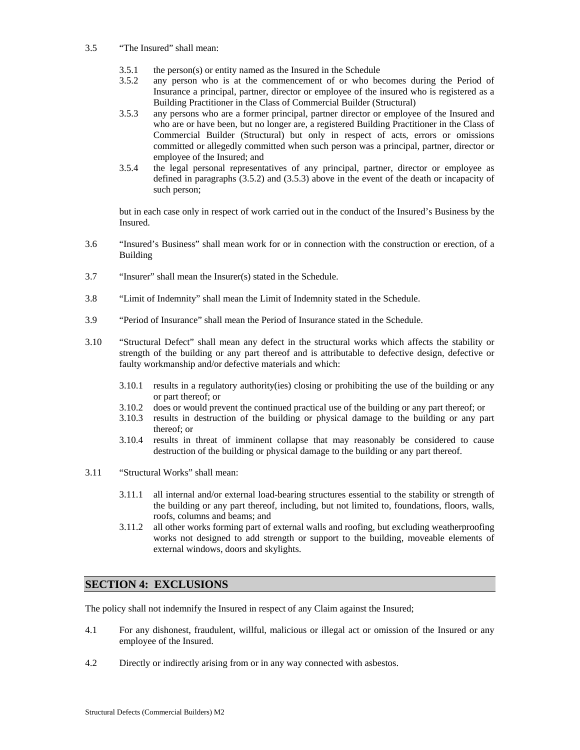3.5 "The Insured" shall mean:

- 3.5.1 the person(s) or entity named as the Insured in the Schedule
- 3.5.2 any person who is at the commencement of or who becomes during the Period of Insurance a principal, partner, director or employee of the insured who is registered as a Building Practitioner in the Class of Commercial Builder (Structural)
- 3.5.3 any persons who are a former principal, partner director or employee of the Insured and who are or have been, but no longer are, a registered Building Practitioner in the Class of Commercial Builder (Structural) but only in respect of acts, errors or omissions committed or allegedly committed when such person was a principal, partner, director or employee of the Insured; and
- 3.5.4 the legal personal representatives of any principal, partner, director or employee as defined in paragraphs (3.5.2) and (3.5.3) above in the event of the death or incapacity of such person;

but in each case only in respect of work carried out in the conduct of the Insured's Business by the Insured.

3.6 "Insured's Business" shall mean work for or in connection with the construction or erection, of a Building

3.7 "Insurer" shall mean the Insurer(s) stated in the Schedule.

3.8 "Limit of Indemnity" shall mean the Limit of Indemnity stated in the Schedule.

3.9 "Period of Insurance" shall mean the Period of Insurance stated in the Schedule.

3.10 "Structural Defect" shall mean any defect in the structural works which affects the stability or strength of the building or any part thereof and is attributable to defective design, defective or faulty workmanship and/or defective materials and which:

- 3.10.1 results in a regulatory authority(ies) closing or prohibiting the use of the building or any or part thereof; or
- 3.10.2 does or would prevent the continued practical use of the building or any part thereof; or
- 3.10.3 results in destruction of the building or physical damage to the building or any part thereof; or
- 3.10.4 results in threat of imminent collapse that may reasonably be considered to cause destruction of the building or physical damage to the building or any part thereof.

3.11 "Structural Works" shall mean:

- 3.11.1 all internal and/or external load-bearing structures essential to the stability or strength of the building or any part thereof, including, but not limited to, foundations, floors, walls, roofs, columns and beams; and
- 3.11.2 all other works forming part of external walls and roofing, but excluding weatherproofing works not designed to add strength or support to the building, moveable elements of external windows, doors and skylights.

## SECTION 4: EXCLUSIONS

The policy shall not indemnify the Insured in respect of any Claim against the Insured;

4.1 For any dishonest, fraudulent, willful, malicious or illegal act or omission of the Insured or any employee of the Insured.

4.2 Directly or indirectly arising from or in any way connected with asbestos.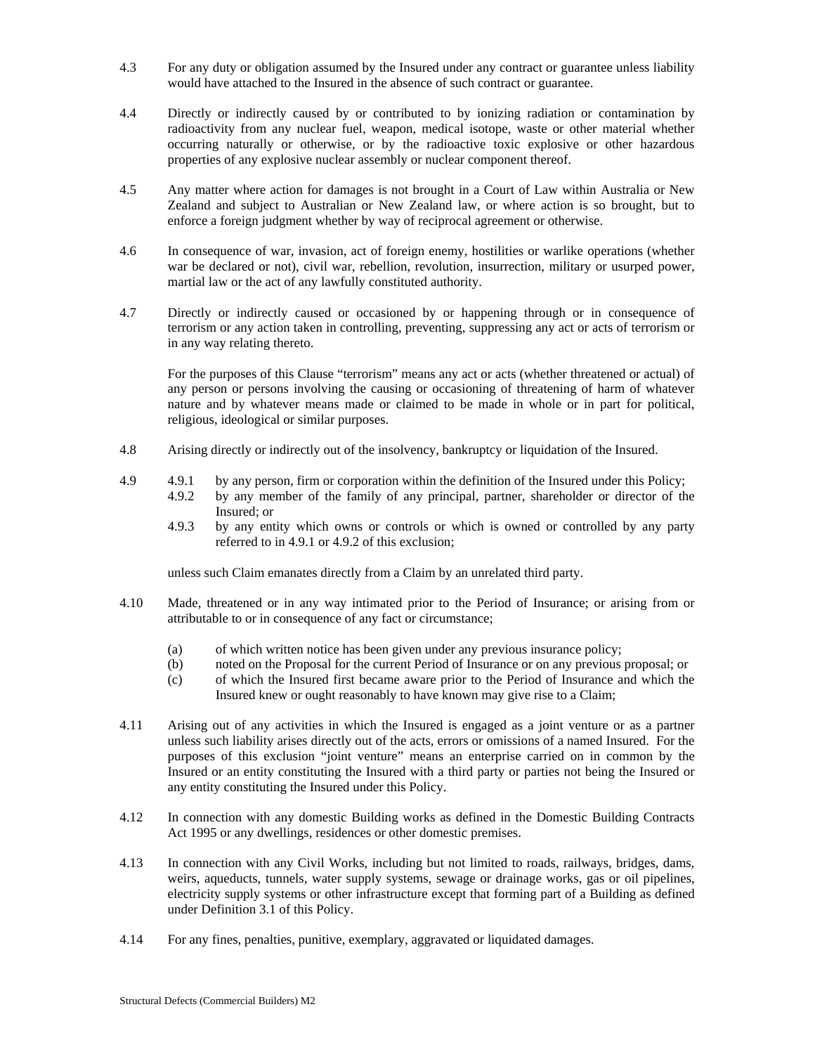4.3 For any duty or obligation assumed by the Insured under any contract or guarantee unless liability would have attached to the Insured in the absence of such contract or guarantee.

4.4 Directly or indirectly caused by or contributed to by ionizing radiation or contamination by radioactivity from any nuclear fuel, weapon, medical isotope, waste or other material whether occurring naturally or otherwise, or by the radioactive toxic explosive or other hazardous properties of any explosive nuclear assembly or nuclear component thereof.

4.5 Any matter where action for damages is not brought in a Court of Law within Australia or New Zealand and subject to Australian or New Zealand law, or where action is so brought, but to enforce a foreign judgment whether by way of reciprocal agreement or otherwise.

4.6 In consequence of war, invasion, act of foreign enemy, hostilities or warlike operations (whether war be declared or not), civil war, rebellion, revolution, insurrection, military or usurped power, martial law or the act of any lawfully constituted authority.

4.7 Directly or indirectly caused or occasioned by or happening through or in consequence of terrorism or any action taken in controlling, preventing, suppressing any act or acts of terrorism or in any way relating thereto.

For the purposes of this Clause "terrorism" means any act or acts (whether threatened or actual) of any person or persons involving the causing or occasioning of threatening of harm of whatever nature and by whatever means made or claimed to be made in whole or in part for political, religious, ideological or similar purposes.

4.8 Arising directly or indirectly out of the insolvency, bankruptcy or liquidation of the Insured.

4.9
- 4.9.1 by any person, firm or corporation within the definition of the Insured under this Policy;
- 4.9.2 by any member of the family of any principal, partner, shareholder or director of the Insured; or
- 4.9.3 by any entity which owns or controls or which is owned or controlled by any party referred to in 4.9.1 or 4.9.2 of this exclusion;

unless such Claim emanates directly from a Claim by an unrelated third party.

4.10 Made, threatened or in any way intimated prior to the Period of Insurance; or arising from or attributable to or in consequence of any fact or circumstance;

- (a) of which written notice has been given under any previous insurance policy;
- (b) noted on the Proposal for the current Period of Insurance or on any previous proposal; or
- (c) of which the Insured first became aware prior to the Period of Insurance and which the Insured knew or ought reasonably to have known may give rise to a Claim;

4.11 Arising out of any activities in which the Insured is engaged as a joint venture or as a partner unless such liability arises directly out of the acts, errors or omissions of a named Insured. For the purposes of this exclusion "joint venture" means an enterprise carried on in common by the Insured or an entity constituting the Insured with a third party or parties not being the Insured or any entity constituting the Insured under this Policy.

4.12 In connection with any domestic Building works as defined in the Domestic Building Contracts Act 1995 or any dwellings, residences or other domestic premises.

4.13 In connection with any Civil Works, including but not limited to roads, railways, bridges, dams, weirs, aqueducts, tunnels, water supply systems, sewage or drainage works, gas or oil pipelines, electricity supply systems or other infrastructure except that forming part of a Building as defined under Definition 3.1 of this Policy.

4.14 For any fines, penalties, punitive, exemplary, aggravated or liquidated damages.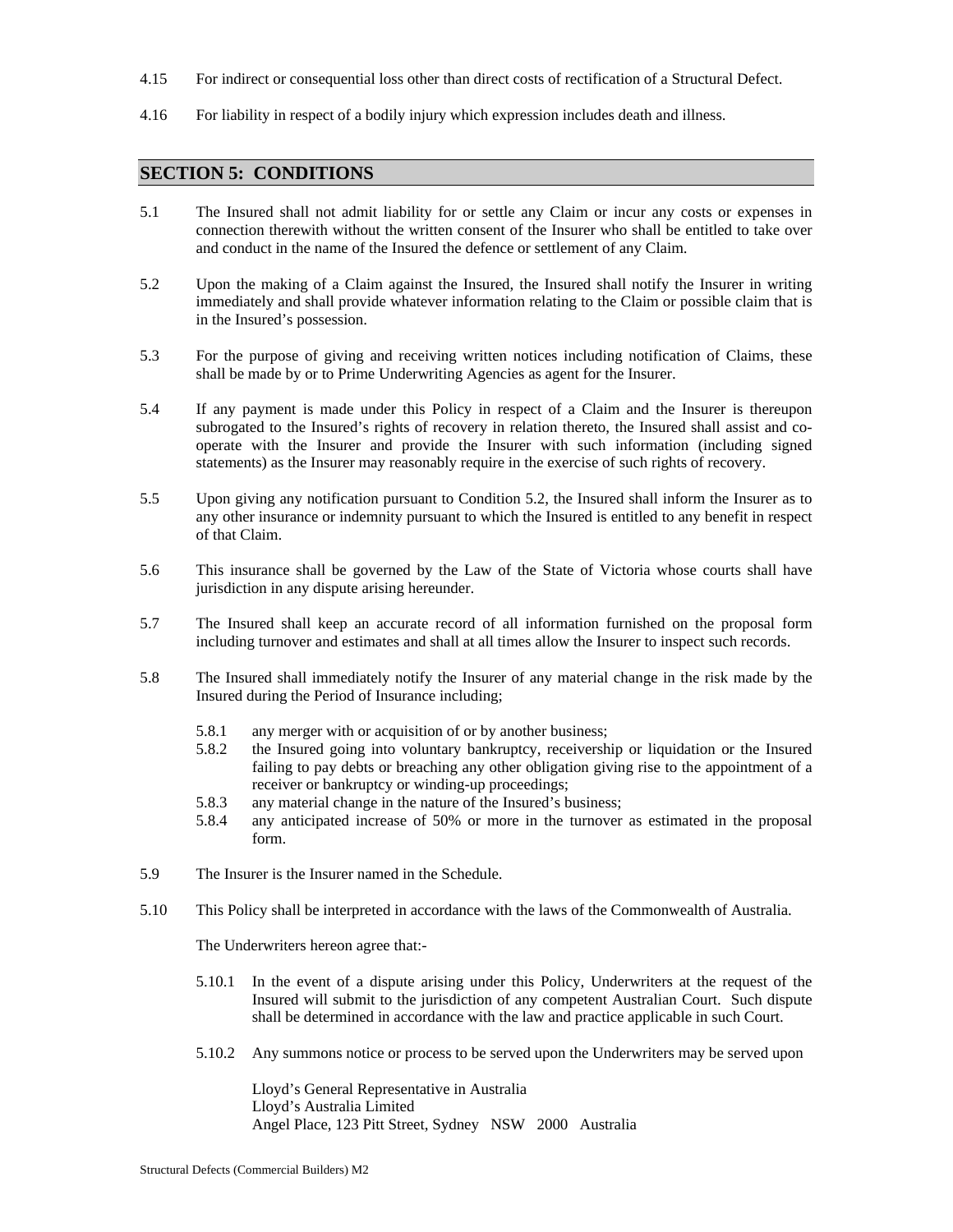4.15 For indirect or consequential loss other than direct costs of rectification of a Structural Defect.

4.16 For liability in respect of a bodily injury which expression includes death and illness.

## SECTION 5: CONDITIONS

5.1 The Insured shall not admit liability for or settle any Claim or incur any costs or expenses in connection therewith without the written consent of the Insurer who shall be entitled to take over and conduct in the name of the Insured the defence or settlement of any Claim.

5.2 Upon the making of a Claim against the Insured, the Insured shall notify the Insurer in writing immediately and shall provide whatever information relating to the Claim or possible claim that is in the Insured's possession.

5.3 For the purpose of giving and receiving written notices including notification of Claims, these shall be made by or to Prime Underwriting Agencies as agent for the Insurer.

5.4 If any payment is made under this Policy in respect of a Claim and the Insurer is thereupon subrogated to the Insured's rights of recovery in relation thereto, the Insured shall assist and co-operate with the Insurer and provide the Insurer with such information (including signed statements) as the Insurer may reasonably require in the exercise of such rights of recovery.

5.5 Upon giving any notification pursuant to Condition 5.2, the Insured shall inform the Insurer as to any other insurance or indemnity pursuant to which the Insured is entitled to any benefit in respect of that Claim.

5.6 This insurance shall be governed by the Law of the State of Victoria whose courts shall have jurisdiction in any dispute arising hereunder.

5.7 The Insured shall keep an accurate record of all information furnished on the proposal form including turnover and estimates and shall at all times allow the Insurer to inspect such records.

5.8 The Insured shall immediately notify the Insurer of any material change in the risk made by the Insured during the Period of Insurance including;

- 5.8.1 any merger with or acquisition of or by another business;
- 5.8.2 the Insured going into voluntary bankruptcy, receivership or liquidation or the Insured failing to pay debts or breaching any other obligation giving rise to the appointment of a receiver or bankruptcy or winding-up proceedings;
- 5.8.3 any material change in the nature of the Insured's business;
- 5.8.4 any anticipated increase of 50% or more in the turnover as estimated in the proposal form.

5.9 The Insurer is the Insurer named in the Schedule.

5.10 This Policy shall be interpreted in accordance with the laws of the Commonwealth of Australia.

The Underwriters hereon agree that:-

5.10.1 In the event of a dispute arising under this Policy, Underwriters at the request of the Insured will submit to the jurisdiction of any competent Australian Court. Such dispute shall be determined in accordance with the law and practice applicable in such Court.

5.10.2 Any summons notice or process to be served upon the Underwriters may be served upon

Lloyd's General Representative in Australia
Lloyd's Australia Limited
Angel Place, 123 Pitt Street, Sydney NSW 2000 Australia